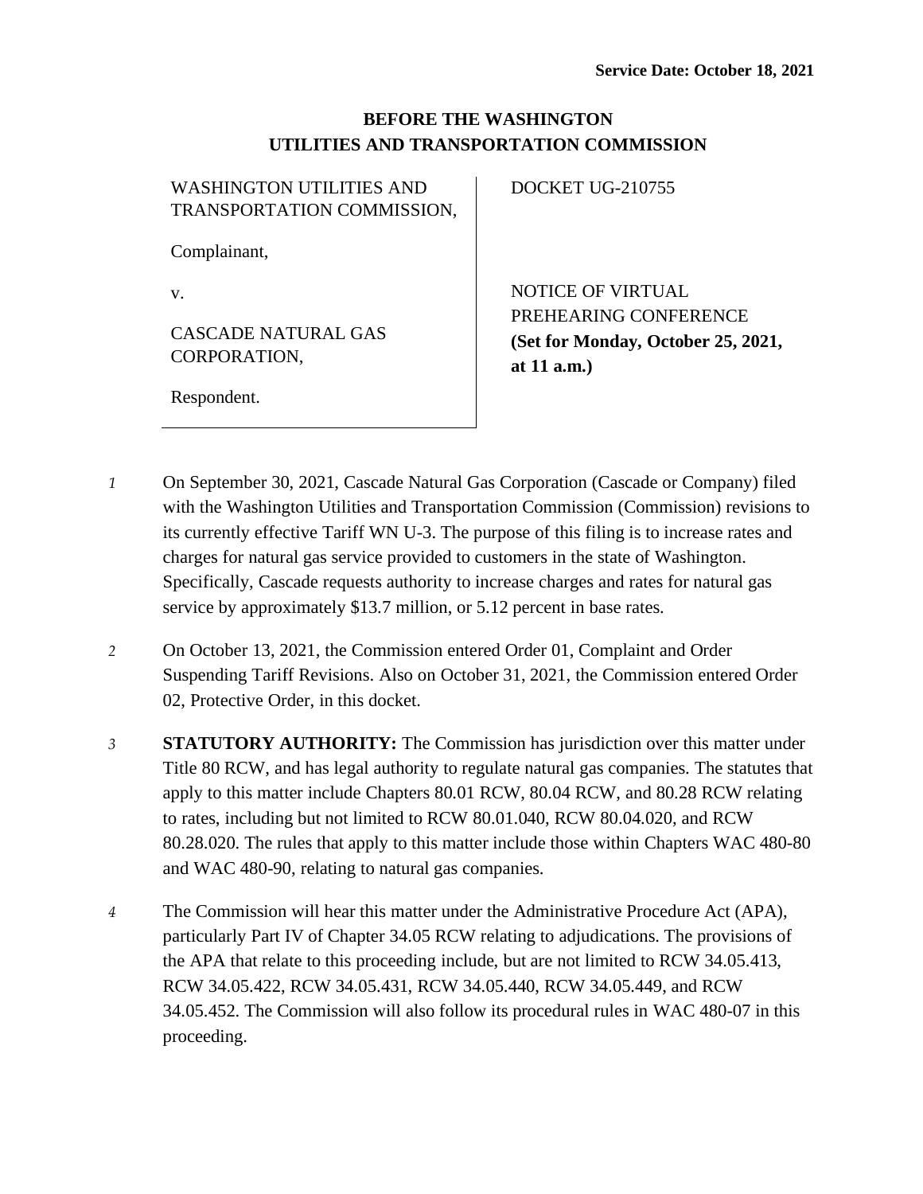**Service Date: October 18, 2021**

**BEFORE THE WASHINGTON UTILITIES AND TRANSPORTATION COMMISSION**

| | |
|---|---|
| WASHINGTON UTILITIES AND TRANSPORTATION COMMISSION,<br><br>Complainant,<br><br>v.<br><br>CASCADE NATURAL GAS CORPORATION,<br><br>Respondent. | DOCKET UG-210755<br><br>NOTICE OF VIRTUAL PREHEARING CONFERENCE **(Set for Monday, October 25, 2021, at 11 a.m.)** |

*1* On September 30, 2021, Cascade Natural Gas Corporation (Cascade or Company) filed with the Washington Utilities and Transportation Commission (Commission) revisions to its currently effective Tariff WN U-3. The purpose of this filing is to increase rates and charges for natural gas service provided to customers in the state of Washington. Specifically, Cascade requests authority to increase charges and rates for natural gas service by approximately $13.7 million, or 5.12 percent in base rates.

*2* On October 13, 2021, the Commission entered Order 01, Complaint and Order Suspending Tariff Revisions. Also on October 31, 2021, the Commission entered Order 02, Protective Order, in this docket.

*3* **STATUTORY AUTHORITY:** The Commission has jurisdiction over this matter under Title 80 RCW, and has legal authority to regulate natural gas companies. The statutes that apply to this matter include Chapters 80.01 RCW, 80.04 RCW, and 80.28 RCW relating to rates, including but not limited to RCW 80.01.040, RCW 80.04.020, and RCW 80.28.020. The rules that apply to this matter include those within Chapters WAC 480-80 and WAC 480-90, relating to natural gas companies.

*4* The Commission will hear this matter under the Administrative Procedure Act (APA), particularly Part IV of Chapter 34.05 RCW relating to adjudications. The provisions of the APA that relate to this proceeding include, but are not limited to RCW 34.05.413, RCW 34.05.422, RCW 34.05.431, RCW 34.05.440, RCW 34.05.449, and RCW 34.05.452. The Commission will also follow its procedural rules in WAC 480-07 in this proceeding.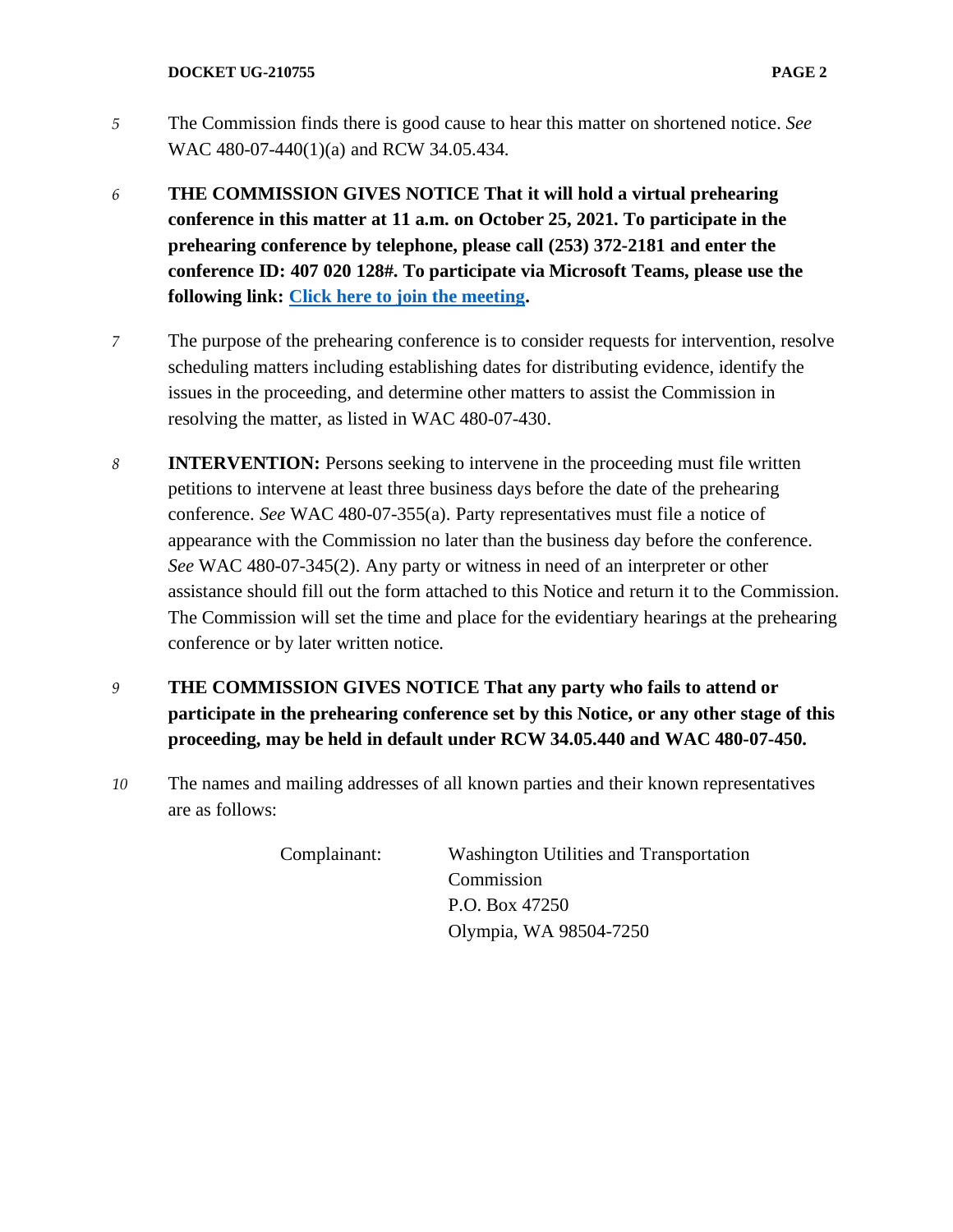5 The Commission finds there is good cause to hear this matter on shortened notice. *See* WAC 480-07-440(1)(a) and RCW 34.05.434.

6 **THE COMMISSION GIVES NOTICE That it will hold a virtual prehearing conference in this matter at 11 a.m. on October 25, 2021. To participate in the prehearing conference by telephone, please call (253) 372-2181 and enter the conference ID: 407 020 128#. To participate via Microsoft Teams, please use the following link: Click here to join the meeting.**

7 The purpose of the prehearing conference is to consider requests for intervention, resolve scheduling matters including establishing dates for distributing evidence, identify the issues in the proceeding, and determine other matters to assist the Commission in resolving the matter, as listed in WAC 480-07-430.

8 **INTERVENTION:** Persons seeking to intervene in the proceeding must file written petitions to intervene at least three business days before the date of the prehearing conference. *See* WAC 480-07-355(a). Party representatives must file a notice of appearance with the Commission no later than the business day before the conference. *See* WAC 480-07-345(2). Any party or witness in need of an interpreter or other assistance should fill out the form attached to this Notice and return it to the Commission. The Commission will set the time and place for the evidentiary hearings at the prehearing conference or by later written notice.

9 **THE COMMISSION GIVES NOTICE That any party who fails to attend or participate in the prehearing conference set by this Notice, or any other stage of this proceeding, may be held in default under RCW 34.05.440 and WAC 480-07-450.**

10 The names and mailing addresses of all known parties and their known representatives are as follows:

Complainant: Washington Utilities and Transportation Commission
P.O. Box 47250
Olympia, WA 98504-7250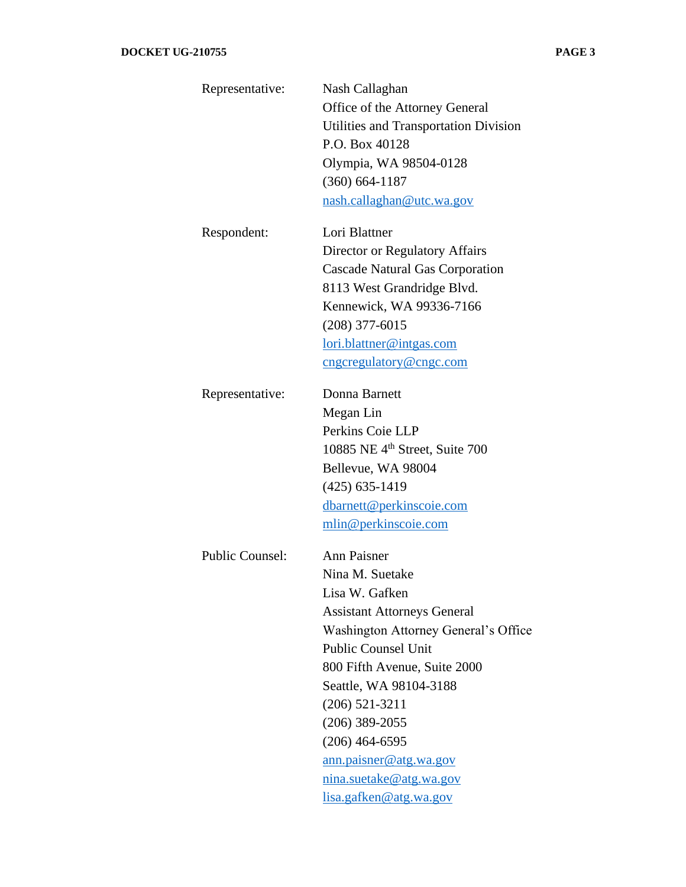Representative: Nash Callaghan
Office of the Attorney General
Utilities and Transportation Division
P.O. Box 40128
Olympia, WA 98504-0128
(360) 664-1187
nash.callaghan@utc.wa.gov

Respondent: Lori Blattner
Director or Regulatory Affairs
Cascade Natural Gas Corporation
8113 West Grandridge Blvd.
Kennewick, WA 99336-7166
(208) 377-6015
lori.blattner@intgas.com
cngcregulatory@cngc.com

Representative: Donna Barnett
Megan Lin
Perkins Coie LLP
10885 NE 4th Street, Suite 700
Bellevue, WA 98004
(425) 635-1419
dbarnett@perkinscoie.com
mlin@perkinscoie.com

Public Counsel: Ann Paisner
Nina M. Suetake
Lisa W. Gafken
Assistant Attorneys General
Washington Attorney General's Office
Public Counsel Unit
800 Fifth Avenue, Suite 2000
Seattle, WA 98104-3188
(206) 521-3211
(206) 389-2055
(206) 464-6595
ann.paisner@atg.wa.gov
nina.suetake@atg.wa.gov
lisa.gafken@atg.wa.gov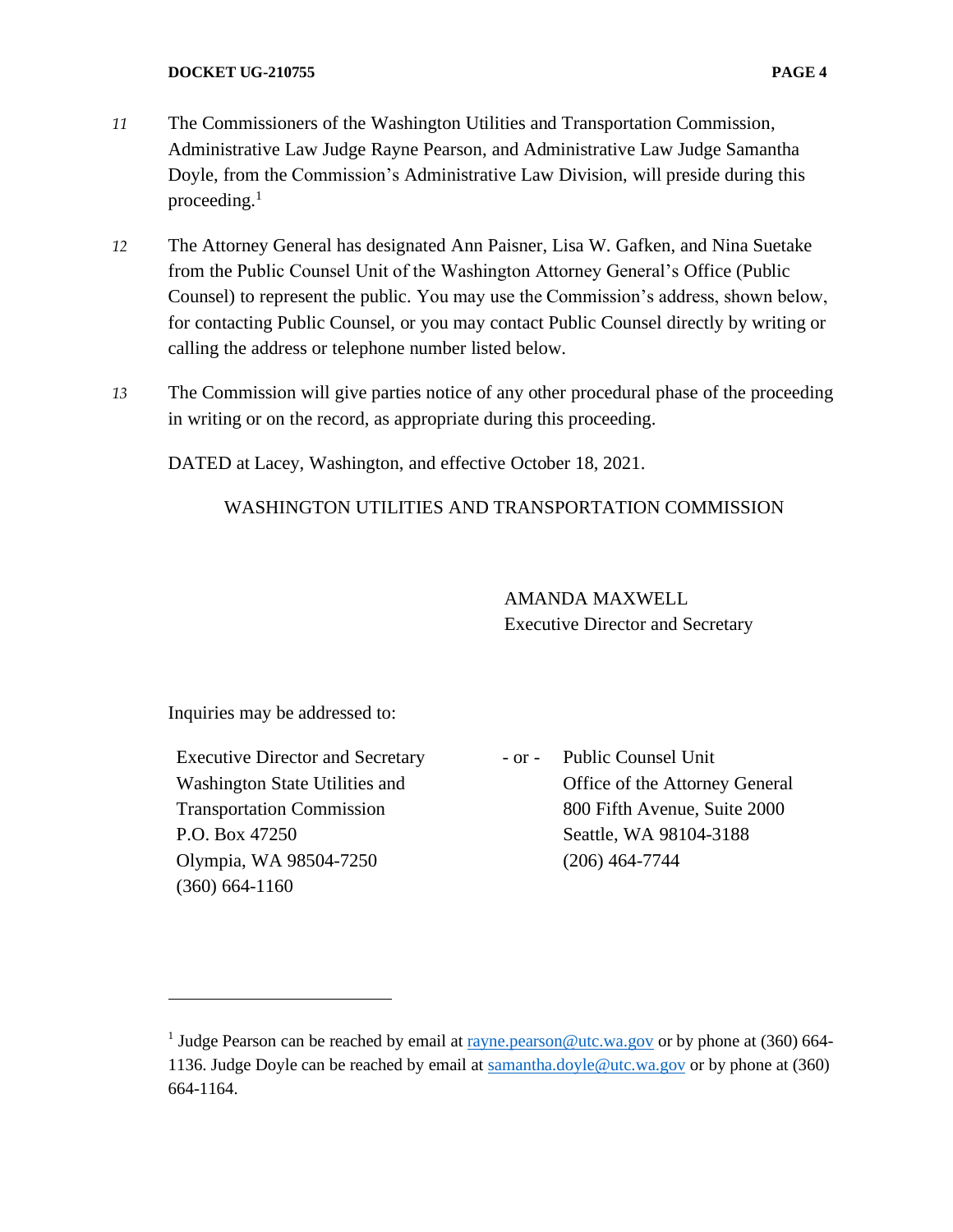11 The Commissioners of the Washington Utilities and Transportation Commission, Administrative Law Judge Rayne Pearson, and Administrative Law Judge Samantha Doyle, from the Commission's Administrative Law Division, will preside during this proceeding.[1]

12 The Attorney General has designated Ann Paisner, Lisa W. Gafken, and Nina Suetake from the Public Counsel Unit of the Washington Attorney General's Office (Public Counsel) to represent the public. You may use the Commission's address, shown below, for contacting Public Counsel, or you may contact Public Counsel directly by writing or calling the address or telephone number listed below.

13 The Commission will give parties notice of any other procedural phase of the proceeding in writing or on the record, as appropriate during this proceeding.

DATED at Lacey, Washington, and effective October 18, 2021.

WASHINGTON UTILITIES AND TRANSPORTATION COMMISSION

AMANDA MAXWELL
Executive Director and Secretary

Inquiries may be addressed to:

Executive Director and Secretary
Washington State Utilities and
Transportation Commission
P.O. Box 47250
Olympia, WA 98504-7250
(360) 664-1160

\- or -

Public Counsel Unit
Office of the Attorney General
800 Fifth Avenue, Suite 2000
Seattle, WA 98104-3188
(206) 464-7744

---

[1] Judge Pearson can be reached by email at rayne.pearson@utc.wa.gov or by phone at (360) 664-1136. Judge Doyle can be reached by email at samantha.doyle@utc.wa.gov or by phone at (360) 664-1164.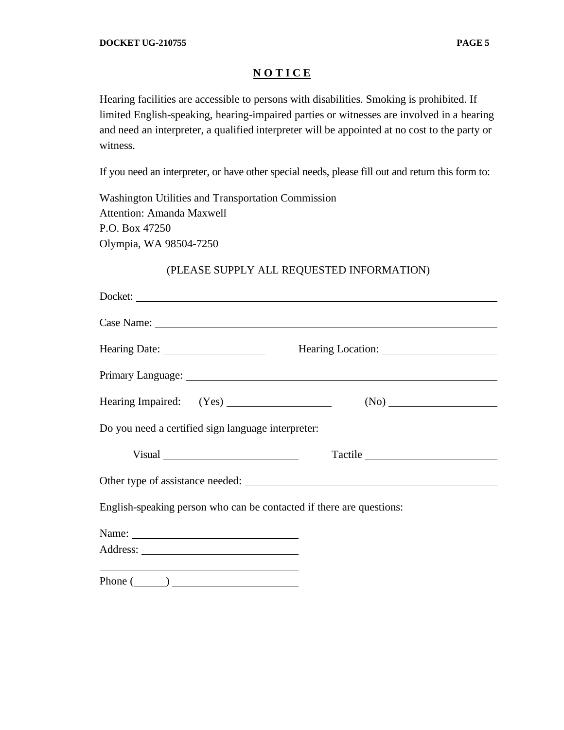## NOTICE

Hearing facilities are accessible to persons with disabilities. Smoking is prohibited. If limited English-speaking, hearing-impaired parties or witnesses are involved in a hearing and need an interpreter, a qualified interpreter will be appointed at no cost to the party or witness.

If you need an interpreter, or have other special needs, please fill out and return this form to:

Washington Utilities and Transportation Commission
Attention: Amanda Maxwell
P.O. Box 47250
Olympia, WA 98504-7250

(PLEASE SUPPLY ALL REQUESTED INFORMATION)

Docket: ______________________________

Case Name: ______________________________

Hearing Date: ______________ Hearing Location: ______________

Primary Language: ______________________________

Hearing Impaired: (Yes) ______________ (No) ______________

Do you need a certified sign language interpreter:

Visual ______________ Tactile ______________

Other type of assistance needed: ______________________________

English-speaking person who can be contacted if there are questions:

Name: ______________________

Address: ______________________

______________________

Phone (______) ______________________